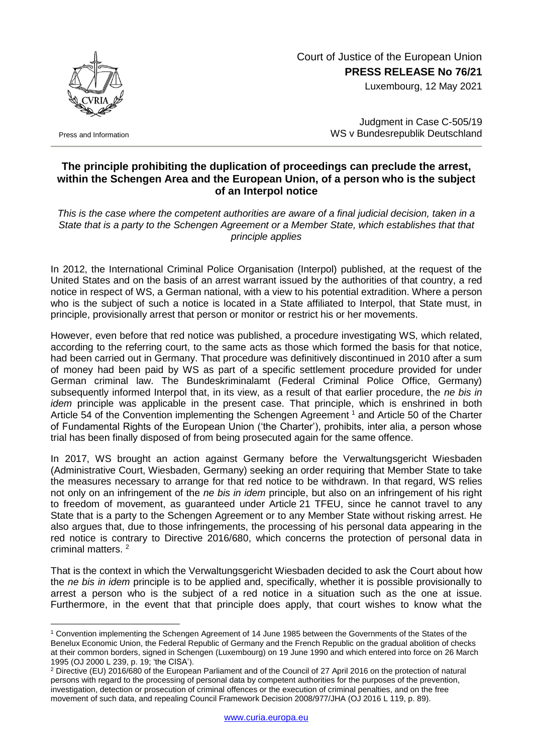Court of Justice of the European Union
**PRESS RELEASE No 76/21**
Luxembourg, 12 May 2021

Press and Information

Judgment in Case C-505/19
WS v Bundesrepublik Deutschland

## The principle prohibiting the duplication of proceedings can preclude the arrest, within the Schengen Area and the European Union, of a person who is the subject of an Interpol notice

*This is the case where the competent authorities are aware of a final judicial decision, taken in a State that is a party to the Schengen Agreement or a Member State, which establishes that that principle applies*

In 2012, the International Criminal Police Organisation (Interpol) published, at the request of the United States and on the basis of an arrest warrant issued by the authorities of that country, a red notice in respect of WS, a German national, with a view to his potential extradition. Where a person who is the subject of such a notice is located in a State affiliated to Interpol, that State must, in principle, provisionally arrest that person or monitor or restrict his or her movements.

However, even before that red notice was published, a procedure investigating WS, which related, according to the referring court, to the same acts as those which formed the basis for that notice, had been carried out in Germany. That procedure was definitively discontinued in 2010 after a sum of money had been paid by WS as part of a specific settlement procedure provided for under German criminal law. The Bundeskriminalamt (Federal Criminal Police Office, Germany) subsequently informed Interpol that, in its view, as a result of that earlier procedure, the *ne bis in idem* principle was applicable in the present case. That principle, which is enshrined in both Article 54 of the Convention implementing the Schengen Agreement [1] and Article 50 of the Charter of Fundamental Rights of the European Union ('the Charter'), prohibits, inter alia, a person whose trial has been finally disposed of from being prosecuted again for the same offence.

In 2017, WS brought an action against Germany before the Verwaltungsgericht Wiesbaden (Administrative Court, Wiesbaden, Germany) seeking an order requiring that Member State to take the measures necessary to arrange for that red notice to be withdrawn. In that regard, WS relies not only on an infringement of the *ne bis in idem* principle, but also on an infringement of his right to freedom of movement, as guaranteed under Article 21 TFEU, since he cannot travel to any State that is a party to the Schengen Agreement or to any Member State without risking arrest. He also argues that, due to those infringements, the processing of his personal data appearing in the red notice is contrary to Directive 2016/680, which concerns the protection of personal data in criminal matters. [2]

That is the context in which the Verwaltungsgericht Wiesbaden decided to ask the Court about how the *ne bis in idem* principle is to be applied and, specifically, whether it is possible provisionally to arrest a person who is the subject of a red notice in a situation such as the one at issue. Furthermore, in the event that that principle does apply, that court wishes to know what the

[1] Convention implementing the Schengen Agreement of 14 June 1985 between the Governments of the States of the Benelux Economic Union, the Federal Republic of Germany and the French Republic on the gradual abolition of checks at their common borders, signed in Schengen (Luxembourg) on 19 June 1990 and which entered into force on 26 March 1995 (OJ 2000 L 239, p. 19; 'the CISA').

[2] Directive (EU) 2016/680 of the European Parliament and of the Council of 27 April 2016 on the protection of natural persons with regard to the processing of personal data by competent authorities for the purposes of the prevention, investigation, detection or prosecution of criminal offences or the execution of criminal penalties, and on the free movement of such data, and repealing Council Framework Decision 2008/977/JHA (OJ 2016 L 119, p. 89).

www.curia.europa.eu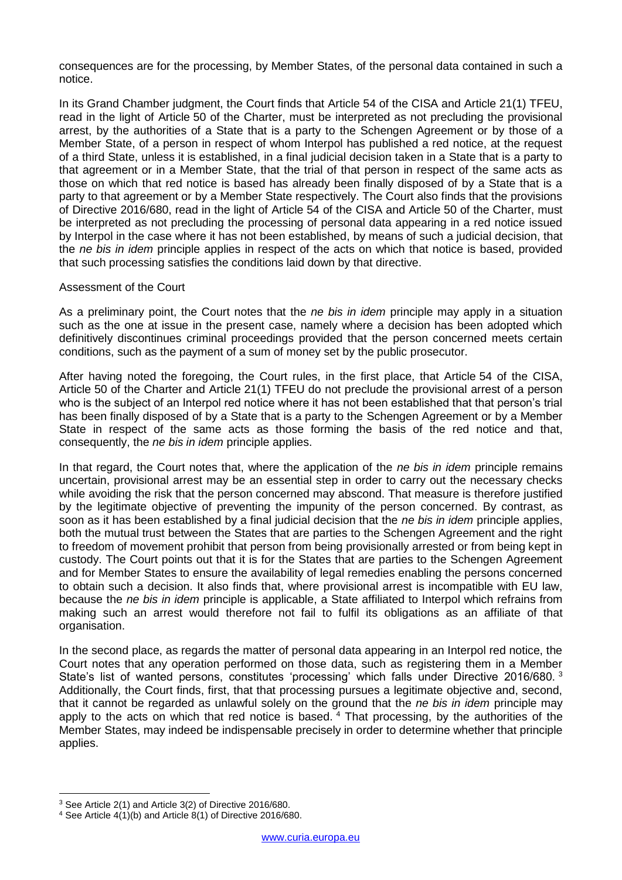consequences are for the processing, by Member States, of the personal data contained in such a notice.

In its Grand Chamber judgment, the Court finds that Article 54 of the CISA and Article 21(1) TFEU, read in the light of Article 50 of the Charter, must be interpreted as not precluding the provisional arrest, by the authorities of a State that is a party to the Schengen Agreement or by those of a Member State, of a person in respect of whom Interpol has published a red notice, at the request of a third State, unless it is established, in a final judicial decision taken in a State that is a party to that agreement or in a Member State, that the trial of that person in respect of the same acts as those on which that red notice is based has already been finally disposed of by a State that is a party to that agreement or by a Member State respectively. The Court also finds that the provisions of Directive 2016/680, read in the light of Article 54 of the CISA and Article 50 of the Charter, must be interpreted as not precluding the processing of personal data appearing in a red notice issued by Interpol in the case where it has not been established, by means of such a judicial decision, that the *ne bis in idem* principle applies in respect of the acts on which that notice is based, provided that such processing satisfies the conditions laid down by that directive.

Assessment of the Court

As a preliminary point, the Court notes that the *ne bis in idem* principle may apply in a situation such as the one at issue in the present case, namely where a decision has been adopted which definitively discontinues criminal proceedings provided that the person concerned meets certain conditions, such as the payment of a sum of money set by the public prosecutor.

After having noted the foregoing, the Court rules, in the first place, that Article 54 of the CISA, Article 50 of the Charter and Article 21(1) TFEU do not preclude the provisional arrest of a person who is the subject of an Interpol red notice where it has not been established that that person's trial has been finally disposed of by a State that is a party to the Schengen Agreement or by a Member State in respect of the same acts as those forming the basis of the red notice and that, consequently, the *ne bis in idem* principle applies.

In that regard, the Court notes that, where the application of the *ne bis in idem* principle remains uncertain, provisional arrest may be an essential step in order to carry out the necessary checks while avoiding the risk that the person concerned may abscond. That measure is therefore justified by the legitimate objective of preventing the impunity of the person concerned. By contrast, as soon as it has been established by a final judicial decision that the *ne bis in idem* principle applies, both the mutual trust between the States that are parties to the Schengen Agreement and the right to freedom of movement prohibit that person from being provisionally arrested or from being kept in custody. The Court points out that it is for the States that are parties to the Schengen Agreement and for Member States to ensure the availability of legal remedies enabling the persons concerned to obtain such a decision. It also finds that, where provisional arrest is incompatible with EU law, because the *ne bis in idem* principle is applicable, a State affiliated to Interpol which refrains from making such an arrest would therefore not fail to fulfil its obligations as an affiliate of that organisation.

In the second place, as regards the matter of personal data appearing in an Interpol red notice, the Court notes that any operation performed on those data, such as registering them in a Member State's list of wanted persons, constitutes 'processing' which falls under Directive 2016/680. [3] Additionally, the Court finds, first, that that processing pursues a legitimate objective and, second, that it cannot be regarded as unlawful solely on the ground that the *ne bis in idem* principle may apply to the acts on which that red notice is based. [4] That processing, by the authorities of the Member States, may indeed be indispensable precisely in order to determine whether that principle applies.

[3] See Article 2(1) and Article 3(2) of Directive 2016/680.

[4] See Article 4(1)(b) and Article 8(1) of Directive 2016/680.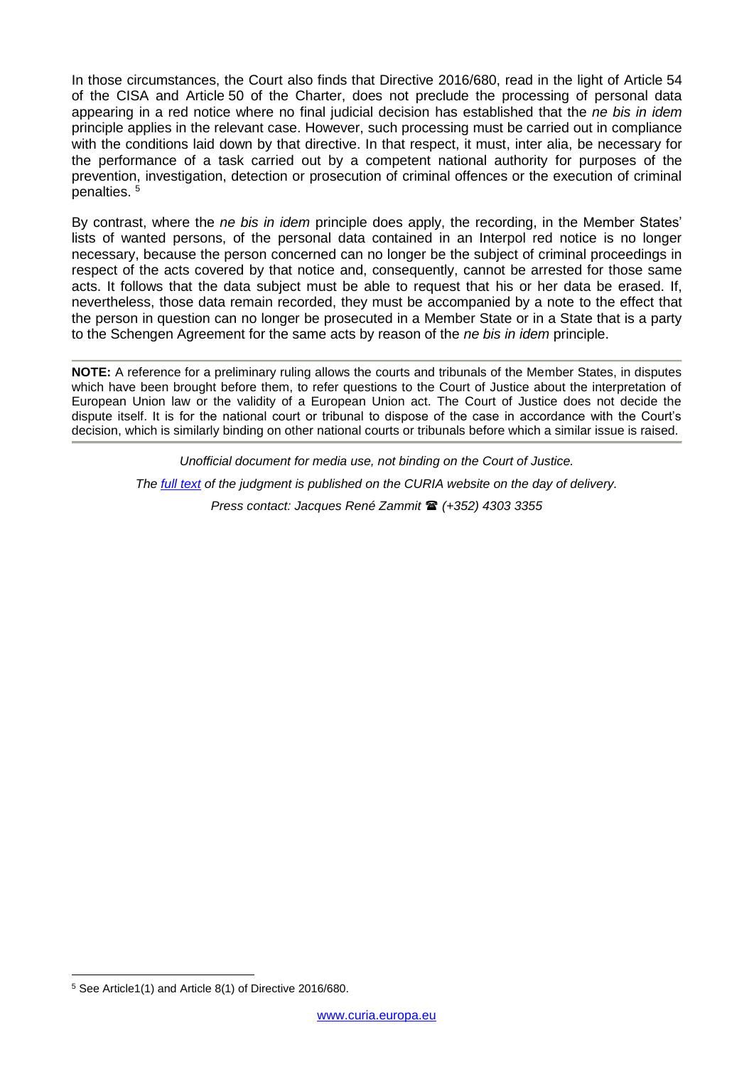In those circumstances, the Court also finds that Directive 2016/680, read in the light of Article 54 of the CISA and Article 50 of the Charter, does not preclude the processing of personal data appearing in a red notice where no final judicial decision has established that the *ne bis in idem* principle applies in the relevant case. However, such processing must be carried out in compliance with the conditions laid down by that directive. In that respect, it must, inter alia, be necessary for the performance of a task carried out by a competent national authority for purposes of the prevention, investigation, detection or prosecution of criminal offences or the execution of criminal penalties. [5]

By contrast, where the *ne bis in idem* principle does apply, the recording, in the Member States' lists of wanted persons, of the personal data contained in an Interpol red notice is no longer necessary, because the person concerned can no longer be the subject of criminal proceedings in respect of the acts covered by that notice and, consequently, cannot be arrested for those same acts. It follows that the data subject must be able to request that his or her data be erased. If, nevertheless, those data remain recorded, they must be accompanied by a note to the effect that the person in question can no longer be prosecuted in a Member State or in a State that is a party to the Schengen Agreement for the same acts by reason of the *ne bis in idem* principle.

---

**NOTE:** A reference for a preliminary ruling allows the courts and tribunals of the Member States, in disputes which have been brought before them, to refer questions to the Court of Justice about the interpretation of European Union law or the validity of a European Union act. The Court of Justice does not decide the dispute itself. It is for the national court or tribunal to dispose of the case in accordance with the Court's decision, which is similarly binding on other national courts or tribunals before which a similar issue is raised.

---

*Unofficial document for media use, not binding on the Court of Justice.*

*The [full text](#) of the judgment is published on the CURIA website on the day of delivery.*

*Press contact: Jacques René Zammit ☎ (+352) 4303 3355*

---

[5] See Article1(1) and Article 8(1) of Directive 2016/680.